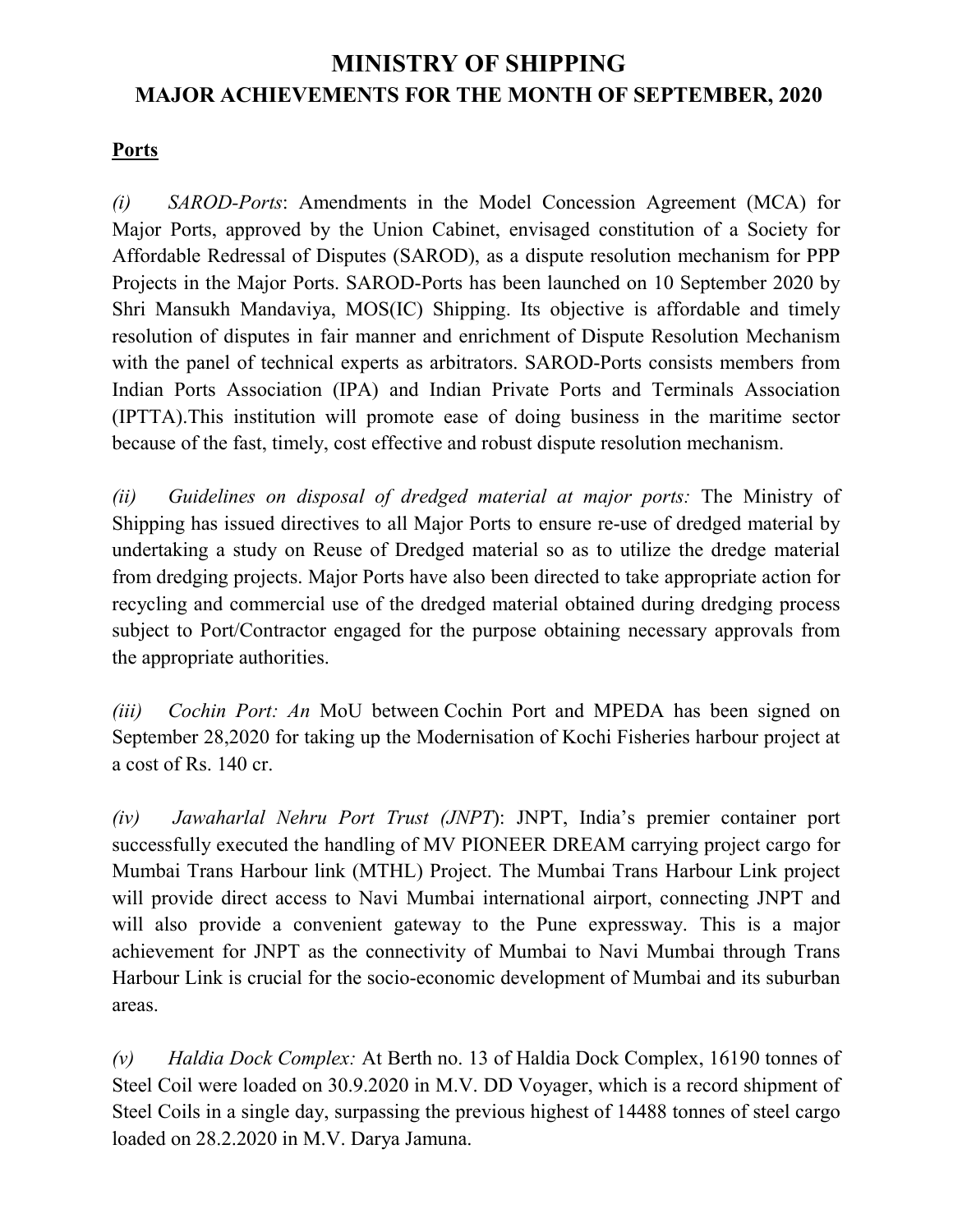# MINISTRY OF SHIPPING

## MAJOR ACHIEVEMENTS FOR THE MONTH OF SEPTEMBER, 2020

### Ports

*(i) SAROD-Ports*: Amendments in the Model Concession Agreement (MCA) for Major Ports, approved by the Union Cabinet, envisaged constitution of a Society for Affordable Redressal of Disputes (SAROD), as a dispute resolution mechanism for PPP Projects in the Major Ports. SAROD-Ports has been launched on 10 September 2020 by Shri Mansukh Mandaviya, MOS(IC) Shipping. Its objective is affordable and timely resolution of disputes in fair manner and enrichment of Dispute Resolution Mechanism with the panel of technical experts as arbitrators. SAROD-Ports consists members from Indian Ports Association (IPA) and Indian Private Ports and Terminals Association (IPTTA).This institution will promote ease of doing business in the maritime sector because of the fast, timely, cost effective and robust dispute resolution mechanism.

*(ii) Guidelines on disposal of dredged material at major ports:* The Ministry of Shipping has issued directives to all Major Ports to ensure re-use of dredged material by undertaking a study on Reuse of Dredged material so as to utilize the dredge material from dredging projects. Major Ports have also been directed to take appropriate action for recycling and commercial use of the dredged material obtained during dredging process subject to Port/Contractor engaged for the purpose obtaining necessary approvals from the appropriate authorities.

*(iii) Cochin Port: An* MoU between Cochin Port and MPEDA has been signed on September 28,2020 for taking up the Modernisation of Kochi Fisheries harbour project at a cost of Rs. 140 cr.

*(iv) Jawaharlal Nehru Port Trust (JNPT*): JNPT, India's premier container port successfully executed the handling of MV PIONEER DREAM carrying project cargo for Mumbai Trans Harbour link (MTHL) Project. The Mumbai Trans Harbour Link project will provide direct access to Navi Mumbai international airport, connecting JNPT and will also provide a convenient gateway to the Pune expressway. This is a major achievement for JNPT as the connectivity of Mumbai to Navi Mumbai through Trans Harbour Link is crucial for the socio-economic development of Mumbai and its suburban areas.

*(v) Haldia Dock Complex:* At Berth no. 13 of Haldia Dock Complex, 16190 tonnes of Steel Coil were loaded on 30.9.2020 in M.V. DD Voyager, which is a record shipment of Steel Coils in a single day, surpassing the previous highest of 14488 tonnes of steel cargo loaded on 28.2.2020 in M.V. Darya Jamuna.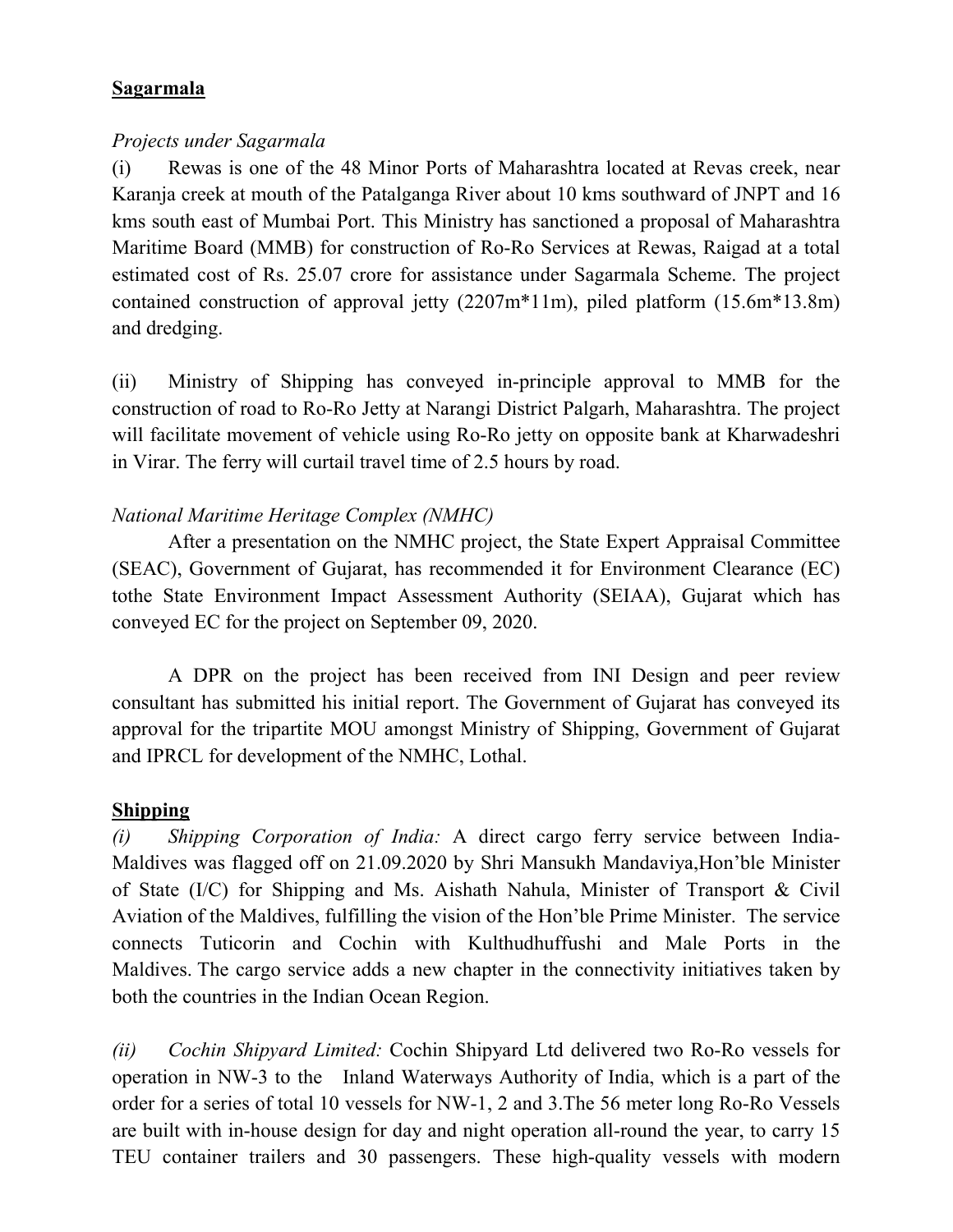## **Sagarmala**

*Projects under Sagarmala*

(i) Rewas is one of the 48 Minor Ports of Maharashtra located at Revas creek, near Karanja creek at mouth of the Patalganga River about 10 kms southward of JNPT and 16 kms south east of Mumbai Port. This Ministry has sanctioned a proposal of Maharashtra Maritime Board (MMB) for construction of Ro-Ro Services at Rewas, Raigad at a total estimated cost of Rs. 25.07 crore for assistance under Sagarmala Scheme. The project contained construction of approval jetty (2207m*11m), piled platform (15.6m*13.8m) and dredging.

(ii) Ministry of Shipping has conveyed in-principle approval to MMB for the construction of road to Ro-Ro Jetty at Narangi District Palgarh, Maharashtra. The project will facilitate movement of vehicle using Ro-Ro jetty on opposite bank at Kharwadeshri in Virar. The ferry will curtail travel time of 2.5 hours by road.

*National Maritime Heritage Complex (NMHC)*

After a presentation on the NMHC project, the State Expert Appraisal Committee (SEAC), Government of Gujarat, has recommended it for Environment Clearance (EC) tothe State Environment Impact Assessment Authority (SEIAA), Gujarat which has conveyed EC for the project on September 09, 2020.

A DPR on the project has been received from INI Design and peer review consultant has submitted his initial report. The Government of Gujarat has conveyed its approval for the tripartite MOU amongst Ministry of Shipping, Government of Gujarat and IPRCL for development of the NMHC, Lothal.

## **Shipping**

*(i) Shipping Corporation of India:* A direct cargo ferry service between India-Maldives was flagged off on 21.09.2020 by Shri Mansukh Mandaviya,Hon'ble Minister of State (I/C) for Shipping and Ms. Aishath Nahula, Minister of Transport & Civil Aviation of the Maldives, fulfilling the vision of the Hon'ble Prime Minister. The service connects Tuticorin and Cochin with Kulthudhuffushi and Male Ports in the Maldives. The cargo service adds a new chapter in the connectivity initiatives taken by both the countries in the Indian Ocean Region.

*(ii) Cochin Shipyard Limited:* Cochin Shipyard Ltd delivered two Ro-Ro vessels for operation in NW-3 to the Inland Waterways Authority of India, which is a part of the order for a series of total 10 vessels for NW-1, 2 and 3.The 56 meter long Ro-Ro Vessels are built with in-house design for day and night operation all-round the year, to carry 15 TEU container trailers and 30 passengers. These high-quality vessels with modern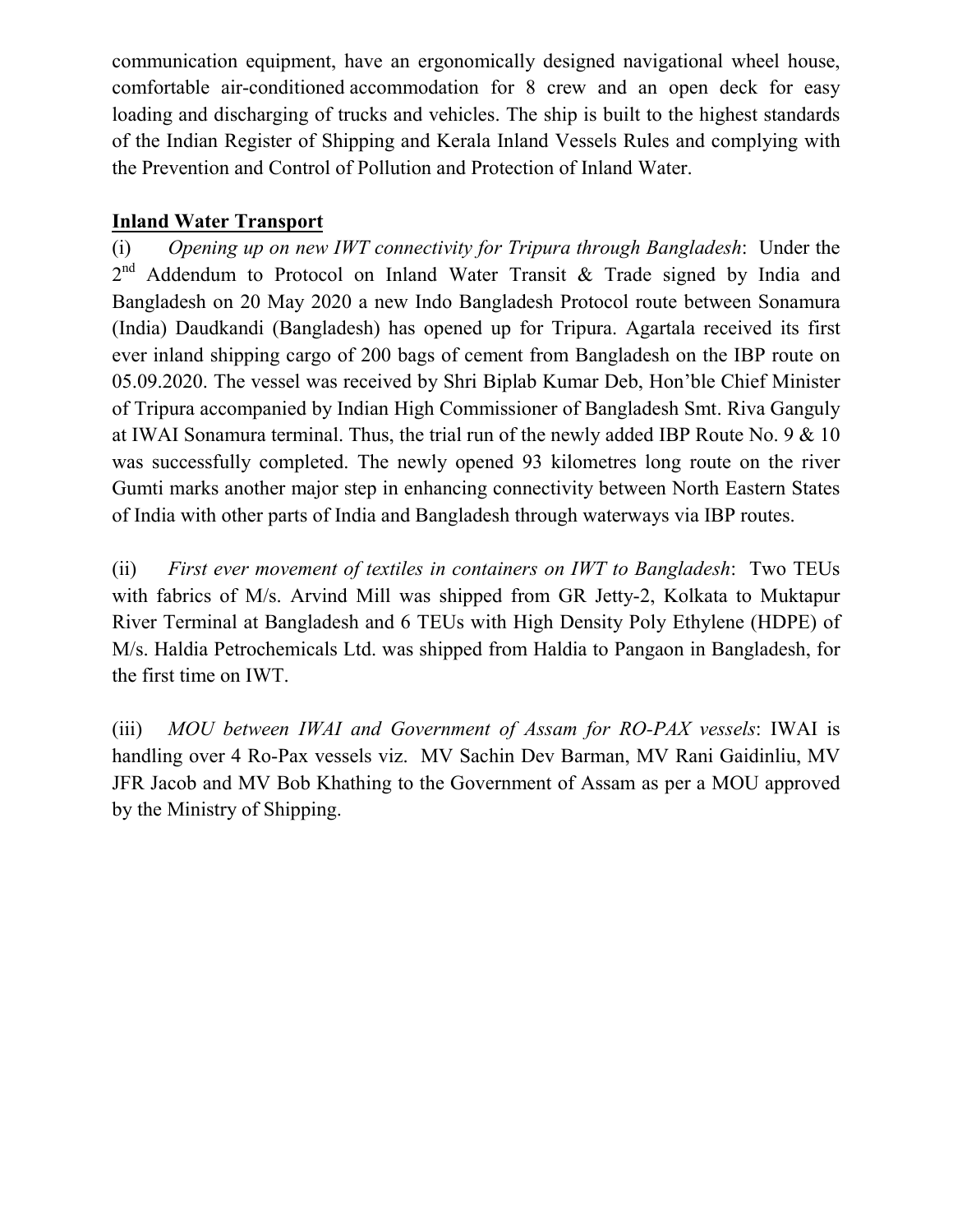communication equipment, have an ergonomically designed navigational wheel house, comfortable air-conditioned accommodation for 8 crew and an open deck for easy loading and discharging of trucks and vehicles. The ship is built to the highest standards of the Indian Register of Shipping and Kerala Inland Vessels Rules and complying with the Prevention and Control of Pollution and Protection of Inland Water.

## Inland Water Transport

(i) *Opening up on new IWT connectivity for Tripura through Bangladesh*: Under the 2nd Addendum to Protocol on Inland Water Transit & Trade signed by India and Bangladesh on 20 May 2020 a new Indo Bangladesh Protocol route between Sonamura (India) Daudkandi (Bangladesh) has opened up for Tripura. Agartala received its first ever inland shipping cargo of 200 bags of cement from Bangladesh on the IBP route on 05.09.2020. The vessel was received by Shri Biplab Kumar Deb, Hon'ble Chief Minister of Tripura accompanied by Indian High Commissioner of Bangladesh Smt. Riva Ganguly at IWAI Sonamura terminal. Thus, the trial run of the newly added IBP Route No. 9 & 10 was successfully completed. The newly opened 93 kilometres long route on the river Gumti marks another major step in enhancing connectivity between North Eastern States of India with other parts of India and Bangladesh through waterways via IBP routes.

(ii) *First ever movement of textiles in containers on IWT to Bangladesh*: Two TEUs with fabrics of M/s. Arvind Mill was shipped from GR Jetty-2, Kolkata to Muktapur River Terminal at Bangladesh and 6 TEUs with High Density Poly Ethylene (HDPE) of M/s. Haldia Petrochemicals Ltd. was shipped from Haldia to Pangaon in Bangladesh, for the first time on IWT.

(iii) *MOU between IWAI and Government of Assam for RO-PAX vessels*: IWAI is handling over 4 Ro-Pax vessels viz. MV Sachin Dev Barman, MV Rani Gaidinliu, MV JFR Jacob and MV Bob Khathing to the Government of Assam as per a MOU approved by the Ministry of Shipping.